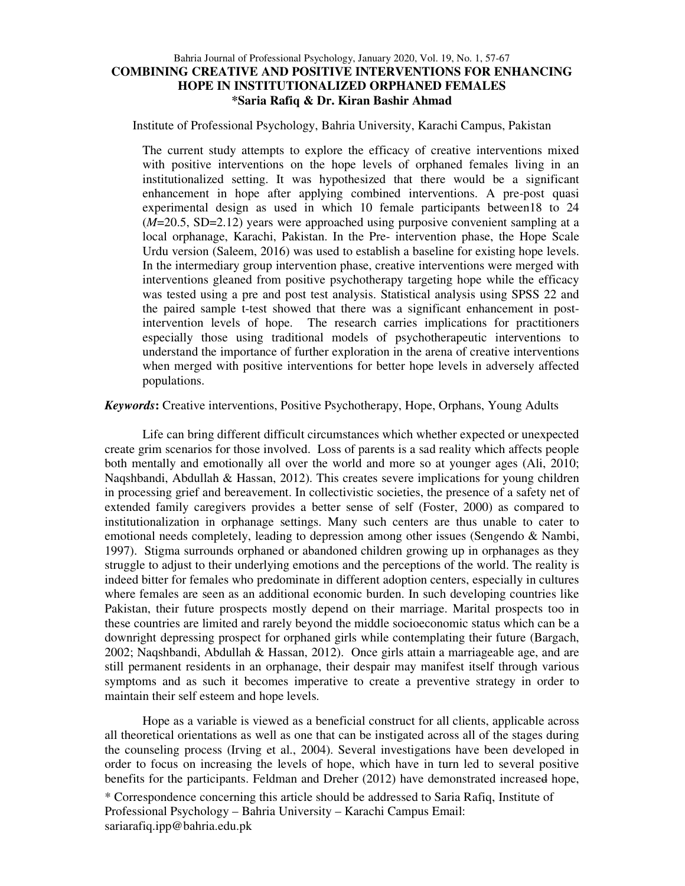# COMBINING CREATIVE AND POSITIVE INTERVENTIONS FOR ENHANCING HOPE IN INSTITUTIONALIZED ORPHANED FEMALES

**\*Saria Rafiq & Dr. Kiran Bashir Ahmad**

Institute of Professional Psychology, Bahria University, Karachi Campus, Pakistan

The current study attempts to explore the efficacy of creative interventions mixed with positive interventions on the hope levels of orphaned females living in an institutionalized setting. It was hypothesized that there would be a significant enhancement in hope after applying combined interventions. A pre-post quasi experimental design as used in which 10 female participants between18 to 24 (*M*=20.5, SD=2.12) years were approached using purposive convenient sampling at a local orphanage, Karachi, Pakistan. In the Pre- intervention phase, the Hope Scale Urdu version (Saleem, 2016) was used to establish a baseline for existing hope levels. In the intermediary group intervention phase, creative interventions were merged with interventions gleaned from positive psychotherapy targeting hope while the efficacy was tested using a pre and post test analysis. Statistical analysis using SPSS 22 and the paired sample t-test showed that there was a significant enhancement in post-intervention levels of hope. The research carries implications for practitioners especially those using traditional models of psychotherapeutic interventions to understand the importance of further exploration in the arena of creative interventions when merged with positive interventions for better hope levels in adversely affected populations.

***Keywords*:** Creative interventions, Positive Psychotherapy, Hope, Orphans, Young Adults

Life can bring different difficult circumstances which whether expected or unexpected create grim scenarios for those involved. Loss of parents is a sad reality which affects people both mentally and emotionally all over the world and more so at younger ages (Ali, 2010; Naqshbandi, Abdullah & Hassan, 2012). This creates severe implications for young children in processing grief and bereavement. In collectivistic societies, the presence of a safety net of extended family caregivers provides a better sense of self (Foster, 2000) as compared to institutionalization in orphanage settings. Many such centers are thus unable to cater to emotional needs completely, leading to depression among other issues (Sengendo & Nambi, 1997). Stigma surrounds orphaned or abandoned children growing up in orphanages as they struggle to adjust to their underlying emotions and the perceptions of the world. The reality is indeed bitter for females who predominate in different adoption centers, especially in cultures where females are seen as an additional economic burden. In such developing countries like Pakistan, their future prospects mostly depend on their marriage. Marital prospects too in these countries are limited and rarely beyond the middle socioeconomic status which can be a downright depressing prospect for orphaned girls while contemplating their future (Bargach, 2002; Naqshbandi, Abdullah & Hassan, 2012). Once girls attain a marriageable age, and are still permanent residents in an orphanage, their despair may manifest itself through various symptoms and as such it becomes imperative to create a preventive strategy in order to maintain their self esteem and hope levels.

Hope as a variable is viewed as a beneficial construct for all clients, applicable across all theoretical orientations as well as one that can be instigated across all of the stages during the counseling process (Irving et al., 2004). Several investigations have been developed in order to focus on increasing the levels of hope, which have in turn led to several positive benefits for the participants. Feldman and Dreher (2012) have demonstrated increased hope,

\* Correspondence concerning this article should be addressed to Saria Rafiq, Institute of Professional Psychology – Bahria University – Karachi Campus Email: sariarafiq.ipp@bahria.edu.pk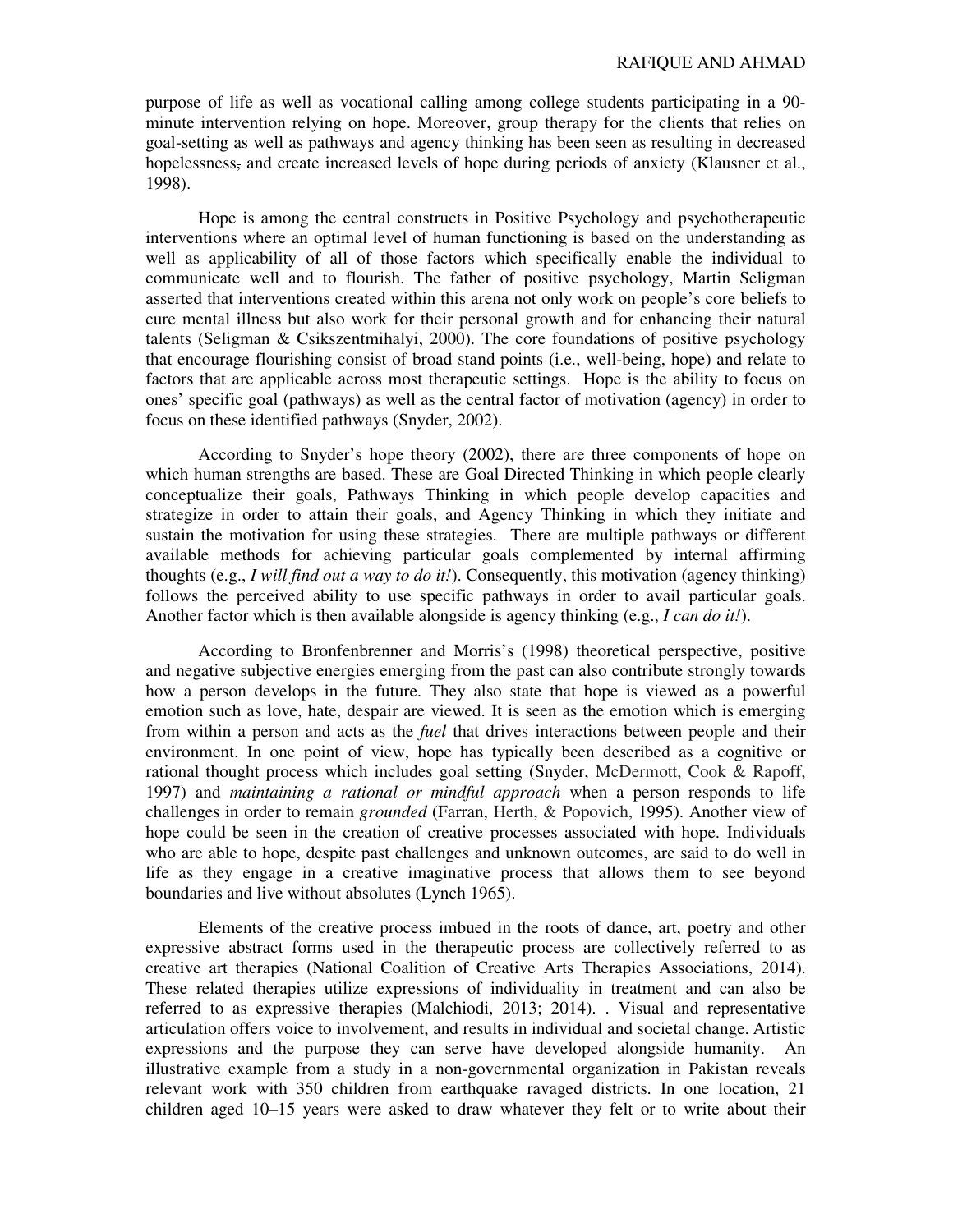purpose of life as well as vocational calling among college students participating in a 90-minute intervention relying on hope. Moreover, group therapy for the clients that relies on goal-setting as well as pathways and agency thinking has been seen as resulting in decreased hopelessness, and create increased levels of hope during periods of anxiety (Klausner et al., 1998).

Hope is among the central constructs in Positive Psychology and psychotherapeutic interventions where an optimal level of human functioning is based on the understanding as well as applicability of all of those factors which specifically enable the individual to communicate well and to flourish. The father of positive psychology, Martin Seligman asserted that interventions created within this arena not only work on people's core beliefs to cure mental illness but also work for their personal growth and for enhancing their natural talents (Seligman & Csikszentmihalyi, 2000). The core foundations of positive psychology that encourage flourishing consist of broad stand points (i.e., well-being, hope) and relate to factors that are applicable across most therapeutic settings. Hope is the ability to focus on ones' specific goal (pathways) as well as the central factor of motivation (agency) in order to focus on these identified pathways (Snyder, 2002).

According to Snyder's hope theory (2002), there are three components of hope on which human strengths are based. These are Goal Directed Thinking in which people clearly conceptualize their goals, Pathways Thinking in which people develop capacities and strategize in order to attain their goals, and Agency Thinking in which they initiate and sustain the motivation for using these strategies. There are multiple pathways or different available methods for achieving particular goals complemented by internal affirming thoughts (e.g., *I will find out a way to do it!*). Consequently, this motivation (agency thinking) follows the perceived ability to use specific pathways in order to avail particular goals. Another factor which is then available alongside is agency thinking (e.g., *I can do it!*).

According to Bronfenbrenner and Morris's (1998) theoretical perspective, positive and negative subjective energies emerging from the past can also contribute strongly towards how a person develops in the future. They also state that hope is viewed as a powerful emotion such as love, hate, despair are viewed. It is seen as the emotion which is emerging from within a person and acts as the *fuel* that drives interactions between people and their environment. In one point of view, hope has typically been described as a cognitive or rational thought process which includes goal setting (Snyder, McDermott, Cook & Rapoff, 1997) and *maintaining a rational or mindful approach* when a person responds to life challenges in order to remain *grounded* (Farran, Herth, & Popovich, 1995). Another view of hope could be seen in the creation of creative processes associated with hope. Individuals who are able to hope, despite past challenges and unknown outcomes, are said to do well in life as they engage in a creative imaginative process that allows them to see beyond boundaries and live without absolutes (Lynch 1965).

Elements of the creative process imbued in the roots of dance, art, poetry and other expressive abstract forms used in the therapeutic process are collectively referred to as creative art therapies (National Coalition of Creative Arts Therapies Associations, 2014). These related therapies utilize expressions of individuality in treatment and can also be referred to as expressive therapies (Malchiodi, 2013; 2014). . Visual and representative articulation offers voice to involvement, and results in individual and societal change. Artistic expressions and the purpose they can serve have developed alongside humanity. An illustrative example from a study in a non-governmental organization in Pakistan reveals relevant work with 350 children from earthquake ravaged districts. In one location, 21 children aged 10–15 years were asked to draw whatever they felt or to write about their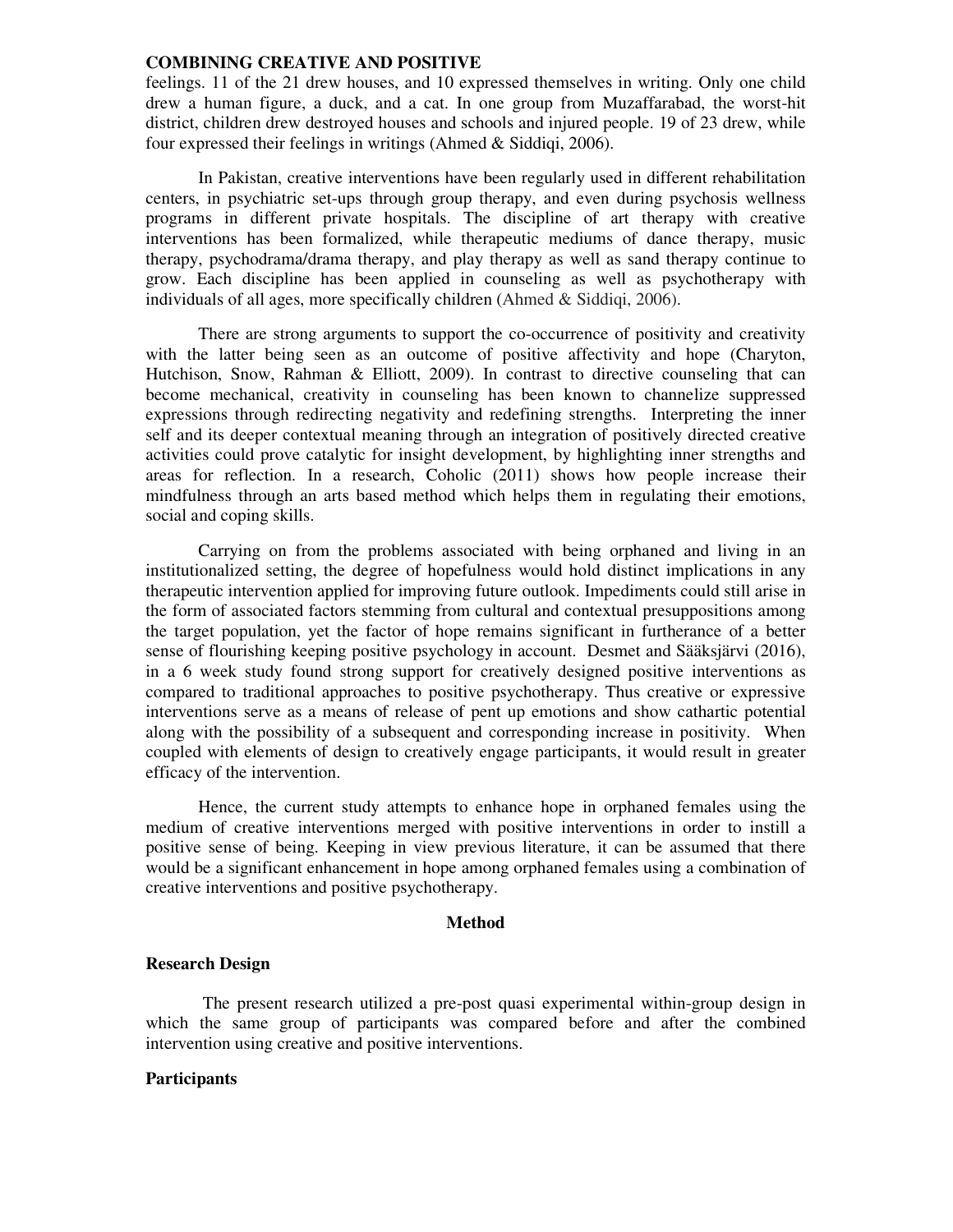feelings. 11 of the 21 drew houses, and 10 expressed themselves in writing. Only one child drew a human figure, a duck, and a cat. In one group from Muzaffarabad, the worst-hit district, children drew destroyed houses and schools and injured people. 19 of 23 drew, while four expressed their feelings in writings (Ahmed & Siddiqi, 2006).

In Pakistan, creative interventions have been regularly used in different rehabilitation centers, in psychiatric set-ups through group therapy, and even during psychosis wellness programs in different private hospitals. The discipline of art therapy with creative interventions has been formalized, while therapeutic mediums of dance therapy, music therapy, psychodrama/drama therapy, and play therapy as well as sand therapy continue to grow. Each discipline has been applied in counseling as well as psychotherapy with individuals of all ages, more specifically children (Ahmed & Siddiqi, 2006).

There are strong arguments to support the co-occurrence of positivity and creativity with the latter being seen as an outcome of positive affectivity and hope (Charyton, Hutchison, Snow, Rahman & Elliott, 2009). In contrast to directive counseling that can become mechanical, creativity in counseling has been known to channelize suppressed expressions through redirecting negativity and redefining strengths. Interpreting the inner self and its deeper contextual meaning through an integration of positively directed creative activities could prove catalytic for insight development, by highlighting inner strengths and areas for reflection. In a research, Coholic (2011) shows how people increase their mindfulness through an arts based method which helps them in regulating their emotions, social and coping skills.

Carrying on from the problems associated with being orphaned and living in an institutionalized setting, the degree of hopefulness would hold distinct implications in any therapeutic intervention applied for improving future outlook. Impediments could still arise in the form of associated factors stemming from cultural and contextual presuppositions among the target population, yet the factor of hope remains significant in furtherance of a better sense of flourishing keeping positive psychology in account. Desmet and Sääksjärvi (2016), in a 6 week study found strong support for creatively designed positive interventions as compared to traditional approaches to positive psychotherapy. Thus creative or expressive interventions serve as a means of release of pent up emotions and show cathartic potential along with the possibility of a subsequent and corresponding increase in positivity. When coupled with elements of design to creatively engage participants, it would result in greater efficacy of the intervention.

Hence, the current study attempts to enhance hope in orphaned females using the medium of creative interventions merged with positive interventions in order to instill a positive sense of being. Keeping in view previous literature, it can be assumed that there would be a significant enhancement in hope among orphaned females using a combination of creative interventions and positive psychotherapy.

## Method

### Research Design

The present research utilized a pre-post quasi experimental within-group design in which the same group of participants was compared before and after the combined intervention using creative and positive interventions.

### Participants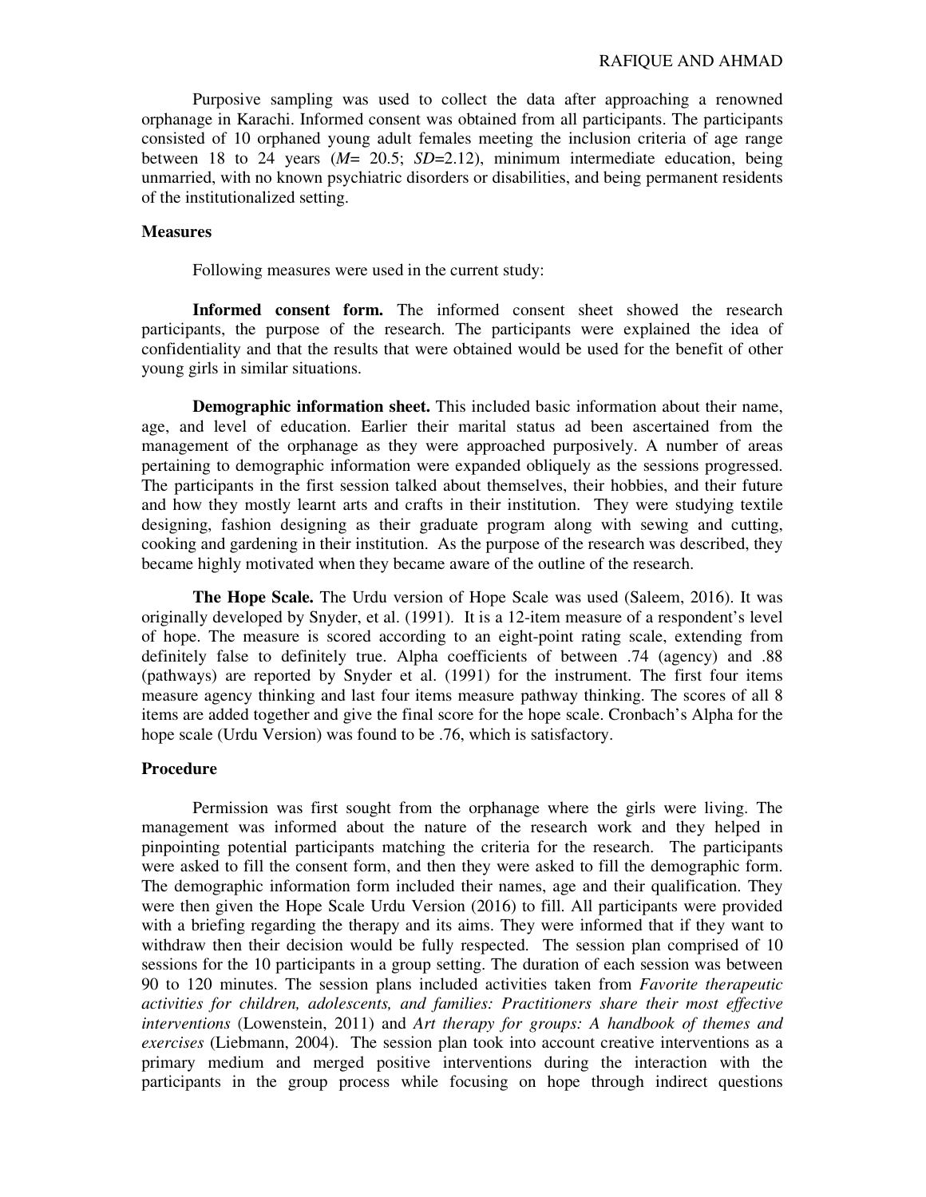Purposive sampling was used to collect the data after approaching a renowned orphanage in Karachi. Informed consent was obtained from all participants. The participants consisted of 10 orphaned young adult females meeting the inclusion criteria of age range between 18 to 24 years (*M*= 20.5; *SD*=2.12), minimum intermediate education, being unmarried, with no known psychiatric disorders or disabilities, and being permanent residents of the institutionalized setting.

### Measures

Following measures were used in the current study:

**Informed consent form.** The informed consent sheet showed the research participants, the purpose of the research. The participants were explained the idea of confidentiality and that the results that were obtained would be used for the benefit of other young girls in similar situations.

**Demographic information sheet.** This included basic information about their name, age, and level of education. Earlier their marital status ad been ascertained from the management of the orphanage as they were approached purposively. A number of areas pertaining to demographic information were expanded obliquely as the sessions progressed. The participants in the first session talked about themselves, their hobbies, and their future and how they mostly learnt arts and crafts in their institution. They were studying textile designing, fashion designing as their graduate program along with sewing and cutting, cooking and gardening in their institution. As the purpose of the research was described, they became highly motivated when they became aware of the outline of the research.

**The Hope Scale.** The Urdu version of Hope Scale was used (Saleem, 2016). It was originally developed by Snyder, et al. (1991). It is a 12-item measure of a respondent's level of hope. The measure is scored according to an eight-point rating scale, extending from definitely false to definitely true. Alpha coefficients of between .74 (agency) and .88 (pathways) are reported by Snyder et al. (1991) for the instrument. The first four items measure agency thinking and last four items measure pathway thinking. The scores of all 8 items are added together and give the final score for the hope scale. Cronbach's Alpha for the hope scale (Urdu Version) was found to be .76, which is satisfactory.

### Procedure

Permission was first sought from the orphanage where the girls were living. The management was informed about the nature of the research work and they helped in pinpointing potential participants matching the criteria for the research. The participants were asked to fill the consent form, and then they were asked to fill the demographic form. The demographic information form included their names, age and their qualification. They were then given the Hope Scale Urdu Version (2016) to fill. All participants were provided with a briefing regarding the therapy and its aims. They were informed that if they want to withdraw then their decision would be fully respected. The session plan comprised of 10 sessions for the 10 participants in a group setting. The duration of each session was between 90 to 120 minutes. The session plans included activities taken from *Favorite therapeutic activities for children, adolescents, and families: Practitioners share their most effective interventions* (Lowenstein, 2011) and *Art therapy for groups: A handbook of themes and exercises* (Liebmann, 2004). The session plan took into account creative interventions as a primary medium and merged positive interventions during the interaction with the participants in the group process while focusing on hope through indirect questions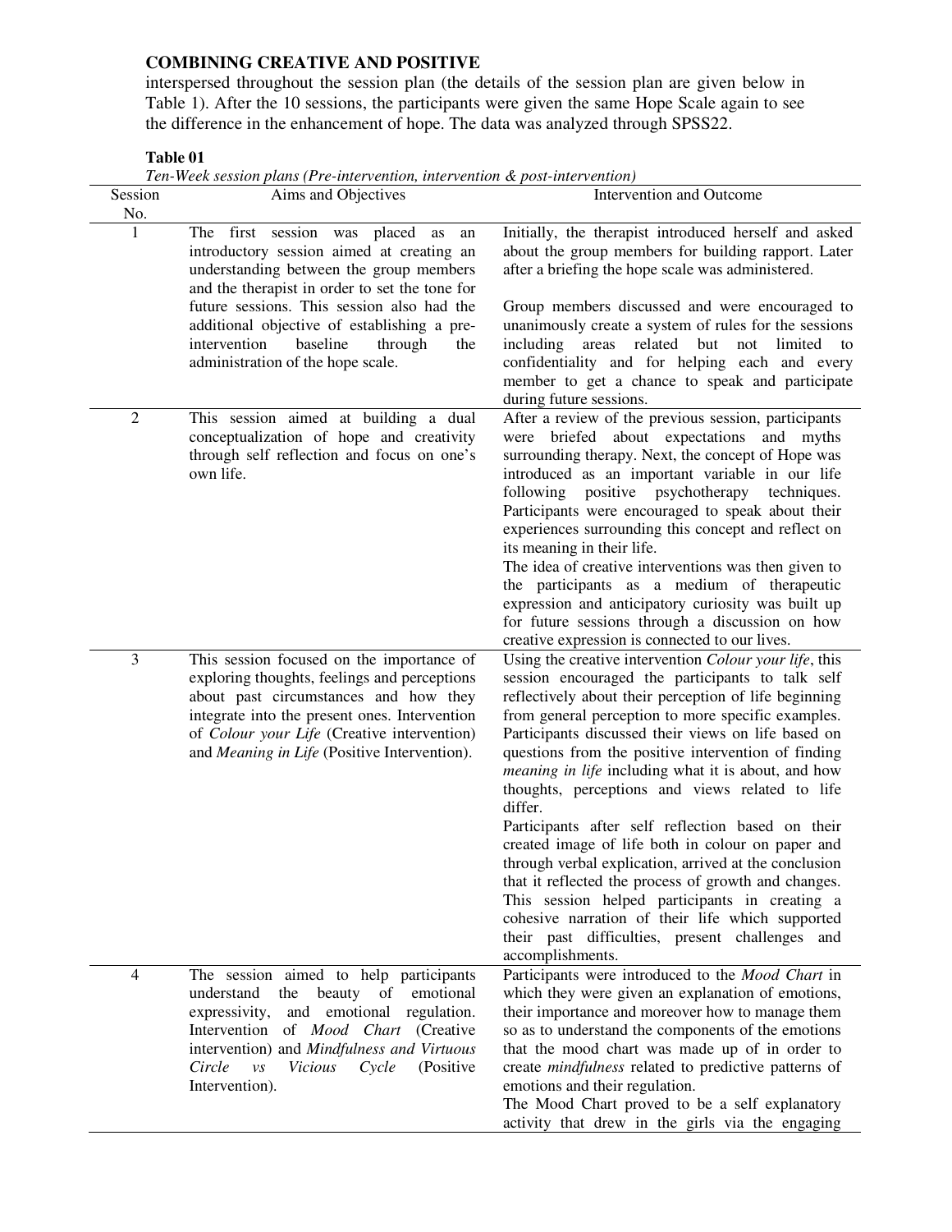interspersed throughout the session plan (the details of the session plan are given below in Table 1). After the 10 sessions, the participants were given the same Hope Scale again to see the difference in the enhancement of hope. The data was analyzed through SPSS22.

**Table 01**

*Ten-Week session plans (Pre-intervention, intervention & post-intervention)*

| Session No. | Aims and Objectives | Intervention and Outcome |
|---|---|---|
| 1 | The first session was placed as an introductory session aimed at creating an understanding between the group members and the therapist in order to set the tone for future sessions. This session also had the additional objective of establishing a pre-intervention baseline through the administration of the hope scale. | Initially, the therapist introduced herself and asked about the group members for building rapport. Later after a briefing the hope scale was administered.<br><br>Group members discussed and were encouraged to unanimously create a system of rules for the sessions including areas related but not limited to confidentiality and for helping each and every member to get a chance to speak and participate during future sessions. |
| 2 | This session aimed at building a dual conceptualization of hope and creativity through self reflection and focus on one's own life. | After a review of the previous session, participants were briefed about expectations and myths surrounding therapy. Next, the concept of Hope was introduced as an important variable in our life following positive psychotherapy techniques. Participants were encouraged to speak about their experiences surrounding this concept and reflect on its meaning in their life.<br>The idea of creative interventions was then given to the participants as a medium of therapeutic expression and anticipatory curiosity was built up for future sessions through a discussion on how creative expression is connected to our lives. |
| 3 | This session focused on the importance of exploring thoughts, feelings and perceptions about past circumstances and how they integrate into the present ones. Intervention of *Colour your Life* (Creative intervention) and *Meaning in Life* (Positive Intervention). | Using the creative intervention *Colour your life*, this session encouraged the participants to talk self reflectively about their perception of life beginning from general perception to more specific examples. Participants discussed their views on life based on questions from the positive intervention of finding *meaning in life* including what it is about, and how thoughts, perceptions and views related to life differ.<br>Participants after self reflection based on their created image of life both in colour on paper and through verbal explication, arrived at the conclusion that it reflected the process of growth and changes. This session helped participants in creating a cohesive narration of their life which supported their past difficulties, present challenges and accomplishments. |
| 4 | The session aimed to help participants understand the beauty of emotional expressivity, and emotional regulation. Intervention of *Mood Chart* (Creative intervention) and *Mindfulness and Virtuous Circle vs Vicious Cycle* (Positive Intervention). | Participants were introduced to the *Mood Chart* in which they were given an explanation of emotions, their importance and moreover how to manage them so as to understand the components of the emotions that the mood chart was made up of in order to create *mindfulness* related to predictive patterns of emotions and their regulation.<br>The Mood Chart proved to be a self explanatory activity that drew in the girls via the engaging |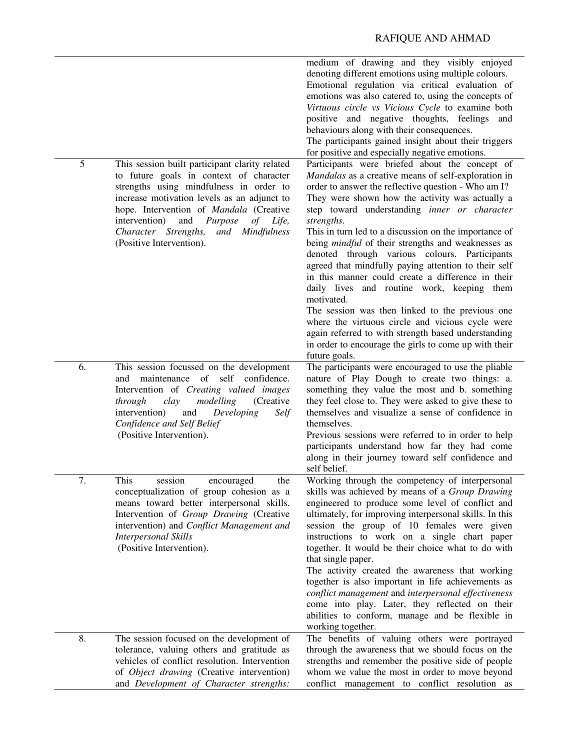| | | |
|---|---|---|
| | | medium of drawing and they visibly enjoyed denoting different emotions using multiple colours. Emotional regulation via critical evaluation of emotions was also catered to, using the concepts of *Virtuous circle vs Vicious Cycle* to examine both positive and negative thoughts, feelings and behaviours along with their consequences. The participants gained insight about their triggers for positive and especially negative emotions. |
| 5 | This session built participant clarity related to future goals in context of character strengths using mindfulness in order to increase motivation levels as an adjunct to hope. Intervention of *Mandala* (Creative intervention) and *Purpose of Life, Character Strengths, and Mindfulness* (Positive Intervention). | Participants were briefed about the concept of *Mandalas* as a creative means of self-exploration in order to answer the reflective question - Who am I? They were shown how the activity was actually a step toward understanding *inner or character strengths*. This in turn led to a discussion on the importance of being *mindful* of their strengths and weaknesses as denoted through various colours. Participants agreed that mindfully paying attention to their self in this manner could create a difference in their daily lives and routine work, keeping them motivated. The session was then linked to the previous one where the virtuous circle and vicious cycle were again referred to with strength based understanding in order to encourage the girls to come up with their future goals. |
| 6. | This session focussed on the development and maintenance of self confidence. Intervention of *Creating valued images through clay modelling* (Creative intervention) and *Developing Self Confidence and Self Belief* (Positive Intervention). | The participants were encouraged to use the pliable nature of Play Dough to create two things: a. something they value the most and b. something they feel close to. They were asked to give these to themselves and visualize a sense of confidence in themselves. Previous sessions were referred to in order to help participants understand how far they had come along in their journey toward self confidence and self belief. |
| 7. | This session encouraged the conceptualization of group cohesion as a means toward better interpersonal skills. Intervention of *Group Drawing* (Creative intervention) and *Conflict Management and Interpersonal Skills* (Positive Intervention). | Working through the competency of interpersonal skills was achieved by means of a *Group Drawing* engineered to produce some level of conflict and ultimately, for improving interpersonal skills. In this session the group of 10 females were given instructions to work on a single chart paper together. It would be their choice what to do with that single paper. The activity created the awareness that working together is also important in life achievements as *conflict management* and *interpersonal effectiveness* come into play. Later, they reflected on their abilities to conform, manage and be flexible in working together. |
| 8. | The session focused on the development of tolerance, valuing others and gratitude as vehicles of conflict resolution. Intervention of *Object drawing* (Creative intervention) and *Development of Character strengths:* | The benefits of valuing others were portrayed through the awareness that we should focus on the strengths and remember the positive side of people whom we value the most in order to move beyond conflict management to conflict resolution as |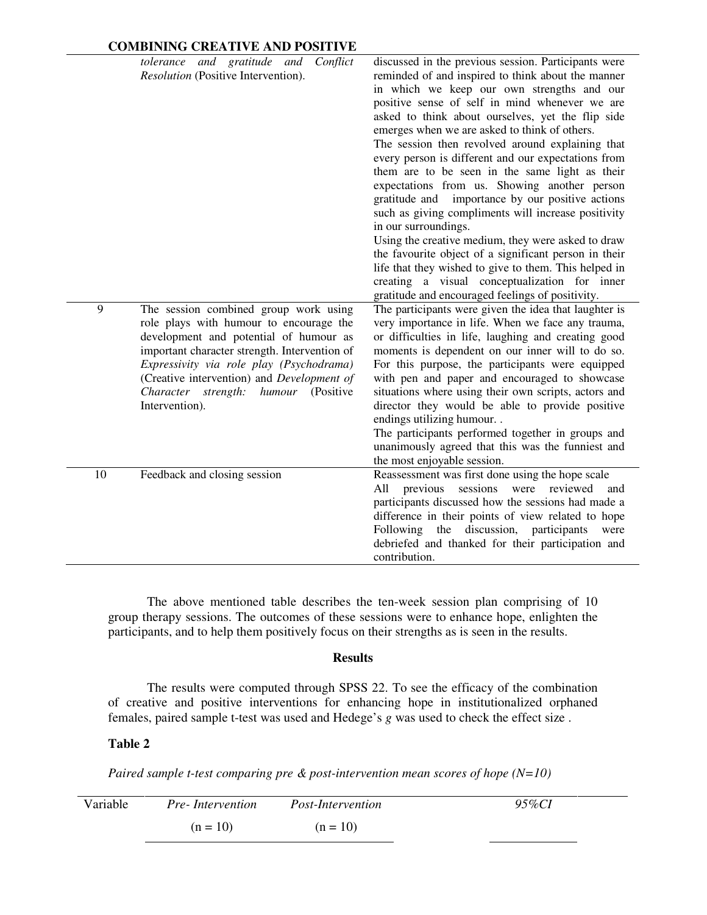| | | |
|---|---|---|
| | *tolerance and gratitude and Conflict Resolution* (Positive Intervention). | discussed in the previous session. Participants were reminded of and inspired to think about the manner in which we keep our own strengths and our positive sense of self in mind whenever we are asked to think about ourselves, yet the flip side emerges when we are asked to think of others. The session then revolved around explaining that every person is different and our expectations from them are to be seen in the same light as their expectations from us. Showing another person gratitude and importance by our positive actions such as giving compliments will increase positivity in our surroundings. Using the creative medium, they were asked to draw the favourite object of a significant person in their life that they wished to give to them. This helped in creating a visual conceptualization for inner gratitude and encouraged feelings of positivity. |
| 9 | The session combined group work using role plays with humour to encourage the development and potential of humour as important character strength. Intervention of *Expressivity via role play (Psychodrama)* (Creative intervention) and *Development of Character strength: humour* (Positive Intervention). | The participants were given the idea that laughter is very importance in life. When we face any trauma, or difficulties in life, laughing and creating good moments is dependent on our inner will to do so. For this purpose, the participants were equipped with pen and paper and encouraged to showcase situations where using their own scripts, actors and director they would be able to provide positive endings utilizing humour. . The participants performed together in groups and unanimously agreed that this was the funniest and the most enjoyable session. |
| 10 | Feedback and closing session | Reassessment was first done using the hope scale All previous sessions were reviewed and participants discussed how the sessions had made a difference in their points of view related to hope Following the discussion, participants were debriefed and thanked for their participation and contribution. |

The above mentioned table describes the ten-week session plan comprising of 10 group therapy sessions. The outcomes of these sessions were to enhance hope, enlighten the participants, and to help them positively focus on their strengths as is seen in the results.

## Results

The results were computed through SPSS 22. To see the efficacy of the combination of creative and positive interventions for enhancing hope in institutionalized orphaned females, paired sample t-test was used and Hedege's *g* was used to check the effect size .

**Table 2**

*Paired sample t-test comparing pre & post-intervention mean scores of hope (N=10)*

| Variable | *Pre- Intervention* | *Post-Intervention* | | *95%CI* | |
|---|---|---|---|---|---|
| | (n = 10) | (n = 10) | | | |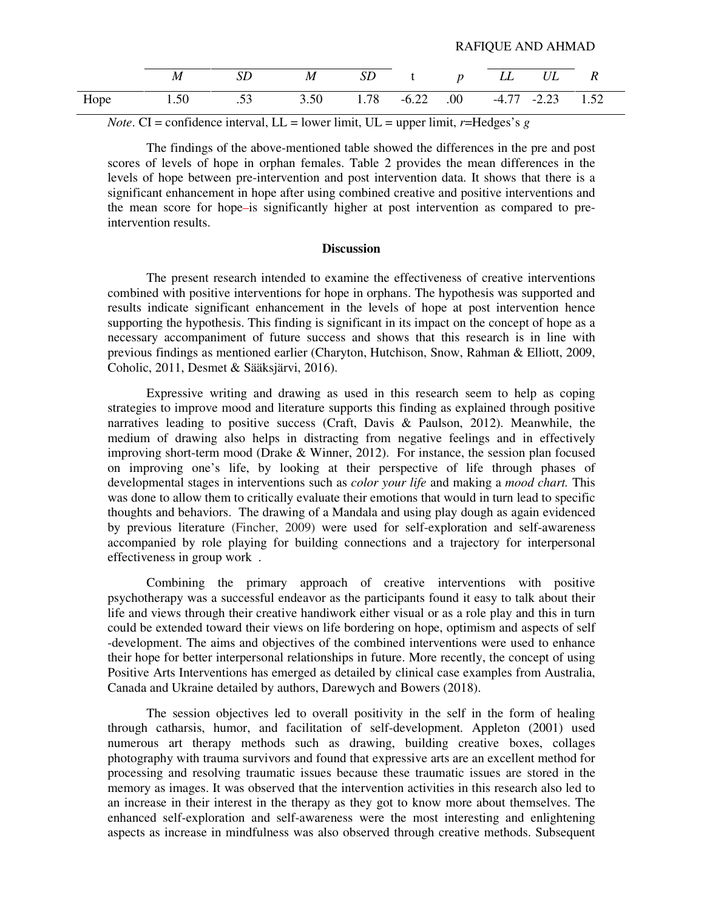| | *M* | *SD* | *M* | *SD* | t | *p* | *LL* | *UL* | *R* |
|---|---|---|---|---|---|---|---|---|---|
| Hope | 1.50 | .53 | 3.50 | 1.78 | -6.22 | .00 | -4.77 | -2.23 | 1.52 |

*Note*. CI = confidence interval, LL = lower limit, UL = upper limit, *r*=Hedges's *g*

The findings of the above-mentioned table showed the differences in the pre and post scores of levels of hope in orphan females. Table 2 provides the mean differences in the levels of hope between pre-intervention and post intervention data. It shows that there is a significant enhancement in hope after using combined creative and positive interventions and the mean score for hope–is significantly higher at post intervention as compared to pre-intervention results.

## Discussion

The present research intended to examine the effectiveness of creative interventions combined with positive interventions for hope in orphans. The hypothesis was supported and results indicate significant enhancement in the levels of hope at post intervention hence supporting the hypothesis. This finding is significant in its impact on the concept of hope as a necessary accompaniment of future success and shows that this research is in line with previous findings as mentioned earlier (Charyton, Hutchison, Snow, Rahman & Elliott, 2009, Coholic, 2011, Desmet & Sääksjärvi, 2016).

Expressive writing and drawing as used in this research seem to help as coping strategies to improve mood and literature supports this finding as explained through positive narratives leading to positive success (Craft, Davis & Paulson, 2012). Meanwhile, the medium of drawing also helps in distracting from negative feelings and in effectively improving short-term mood (Drake & Winner, 2012). For instance, the session plan focused on improving one's life, by looking at their perspective of life through phases of developmental stages in interventions such as *color your life* and making a *mood chart.* This was done to allow them to critically evaluate their emotions that would in turn lead to specific thoughts and behaviors. The drawing of a Mandala and using play dough as again evidenced by previous literature (Fincher, 2009) were used for self-exploration and self-awareness accompanied by role playing for building connections and a trajectory for interpersonal effectiveness in group work .

Combining the primary approach of creative interventions with positive psychotherapy was a successful endeavor as the participants found it easy to talk about their life and views through their creative handiwork either visual or as a role play and this in turn could be extended toward their views on life bordering on hope, optimism and aspects of self -development. The aims and objectives of the combined interventions were used to enhance their hope for better interpersonal relationships in future. More recently, the concept of using Positive Arts Interventions has emerged as detailed by clinical case examples from Australia, Canada and Ukraine detailed by authors, Darewych and Bowers (2018).

The session objectives led to overall positivity in the self in the form of healing through catharsis, humor, and facilitation of self-development. Appleton (2001) used numerous art therapy methods such as drawing, building creative boxes, collages photography with trauma survivors and found that expressive arts are an excellent method for processing and resolving traumatic issues because these traumatic issues are stored in the memory as images. It was observed that the intervention activities in this research also led to an increase in their interest in the therapy as they got to know more about themselves. The enhanced self-exploration and self-awareness were the most interesting and enlightening aspects as increase in mindfulness was also observed through creative methods. Subsequent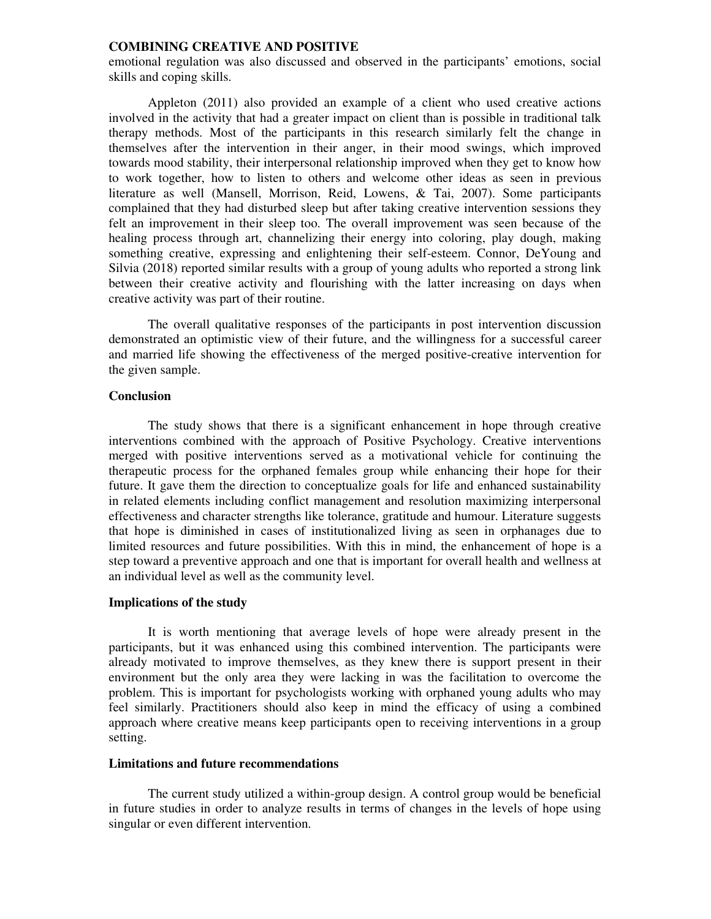emotional regulation was also discussed and observed in the participants' emotions, social skills and coping skills.

Appleton (2011) also provided an example of a client who used creative actions involved in the activity that had a greater impact on client than is possible in traditional talk therapy methods. Most of the participants in this research similarly felt the change in themselves after the intervention in their anger, in their mood swings, which improved towards mood stability, their interpersonal relationship improved when they get to know how to work together, how to listen to others and welcome other ideas as seen in previous literature as well (Mansell, Morrison, Reid, Lowens, & Tai, 2007). Some participants complained that they had disturbed sleep but after taking creative intervention sessions they felt an improvement in their sleep too. The overall improvement was seen because of the healing process through art, channelizing their energy into coloring, play dough, making something creative, expressing and enlightening their self-esteem. Connor, DeYoung and Silvia (2018) reported similar results with a group of young adults who reported a strong link between their creative activity and flourishing with the latter increasing on days when creative activity was part of their routine.

The overall qualitative responses of the participants in post intervention discussion demonstrated an optimistic view of their future, and the willingness for a successful career and married life showing the effectiveness of the merged positive-creative intervention for the given sample.

## Conclusion

The study shows that there is a significant enhancement in hope through creative interventions combined with the approach of Positive Psychology. Creative interventions merged with positive interventions served as a motivational vehicle for continuing the therapeutic process for the orphaned females group while enhancing their hope for their future. It gave them the direction to conceptualize goals for life and enhanced sustainability in related elements including conflict management and resolution maximizing interpersonal effectiveness and character strengths like tolerance, gratitude and humour. Literature suggests that hope is diminished in cases of institutionalized living as seen in orphanages due to limited resources and future possibilities. With this in mind, the enhancement of hope is a step toward a preventive approach and one that is important for overall health and wellness at an individual level as well as the community level.

## Implications of the study

It is worth mentioning that average levels of hope were already present in the participants, but it was enhanced using this combined intervention. The participants were already motivated to improve themselves, as they knew there is support present in their environment but the only area they were lacking in was the facilitation to overcome the problem. This is important for psychologists working with orphaned young adults who may feel similarly. Practitioners should also keep in mind the efficacy of using a combined approach where creative means keep participants open to receiving interventions in a group setting.

## Limitations and future recommendations

The current study utilized a within-group design. A control group would be beneficial in future studies in order to analyze results in terms of changes in the levels of hope using singular or even different intervention.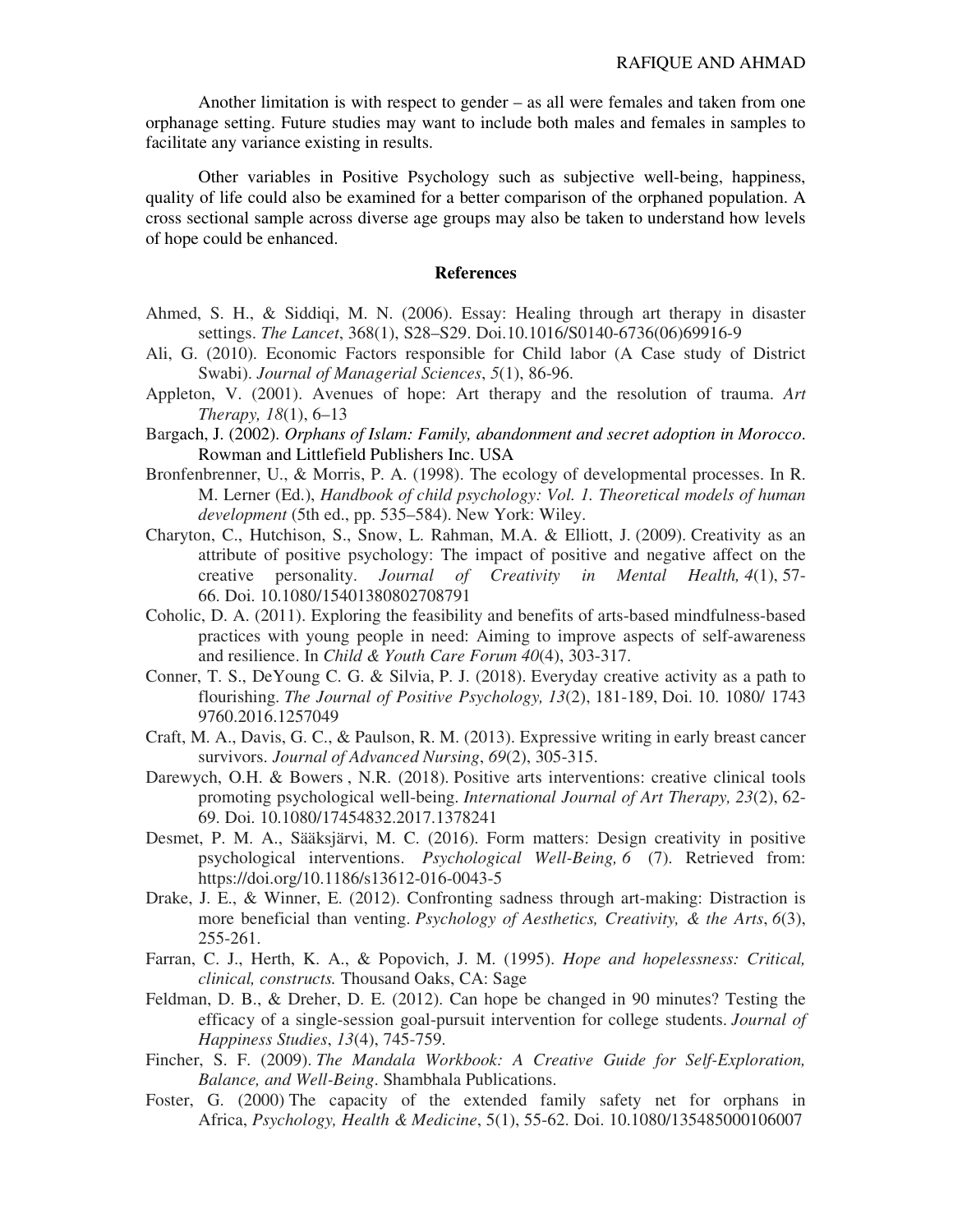Another limitation is with respect to gender – as all were females and taken from one orphanage setting. Future studies may want to include both males and females in samples to facilitate any variance existing in results.

Other variables in Positive Psychology such as subjective well-being, happiness, quality of life could also be examined for a better comparison of the orphaned population. A cross sectional sample across diverse age groups may also be taken to understand how levels of hope could be enhanced.

## References

Ahmed, S. H., & Siddiqi, M. N. (2006). Essay: Healing through art therapy in disaster settings. *The Lancet*, 368(1), S28–S29. Doi.10.1016/S0140-6736(06)69916-9

Ali, G. (2010). Economic Factors responsible for Child labor (A Case study of District Swabi). *Journal of Managerial Sciences*, *5*(1), 86-96.

Appleton, V. (2001). Avenues of hope: Art therapy and the resolution of trauma. *Art Therapy, 18*(1), 6–13

Bargach, J. (2002). *Orphans of Islam: Family, abandonment and secret adoption in Morocco*. Rowman and Littlefield Publishers Inc. USA

Bronfenbrenner, U., & Morris, P. A. (1998). The ecology of developmental processes. In R. M. Lerner (Ed.), *Handbook of child psychology: Vol. 1. Theoretical models of human development* (5th ed., pp. 535–584). New York: Wiley.

Charyton, C., Hutchison, S., Snow, L. Rahman, M.A. & Elliott, J. (2009). Creativity as an attribute of positive psychology: The impact of positive and negative affect on the creative personality. *Journal of Creativity in Mental Health, 4*(1), 57-66. Doi. 10.1080/15401380802708791

Coholic, D. A. (2011). Exploring the feasibility and benefits of arts-based mindfulness-based practices with young people in need: Aiming to improve aspects of self-awareness and resilience. In *Child & Youth Care Forum 40*(4), 303-317.

Conner, T. S., DeYoung C. G. & Silvia, P. J. (2018). Everyday creative activity as a path to flourishing. *The Journal of Positive Psychology, 13*(2), 181-189, Doi. 10. 1080/ 1743 9760.2016.1257049

Craft, M. A., Davis, G. C., & Paulson, R. M. (2013). Expressive writing in early breast cancer survivors. *Journal of Advanced Nursing*, *69*(2), 305-315.

Darewych, O.H. & Bowers , N.R. (2018). Positive arts interventions: creative clinical tools promoting psychological well-being. *International Journal of Art Therapy, 23*(2), 62-69. Doi. 10.1080/17454832.2017.1378241

Desmet, P. M. A., Sääksjärvi, M. C. (2016). Form matters: Design creativity in positive psychological interventions. *Psychological Well-Being, 6* (7). Retrieved from: https://doi.org/10.1186/s13612-016-0043-5

Drake, J. E., & Winner, E. (2012). Confronting sadness through art-making: Distraction is more beneficial than venting. *Psychology of Aesthetics, Creativity, & the Arts*, *6*(3), 255-261.

Farran, C. J., Herth, K. A., & Popovich, J. M. (1995). *Hope and hopelessness: Critical, clinical, constructs.* Thousand Oaks, CA: Sage

Feldman, D. B., & Dreher, D. E. (2012). Can hope be changed in 90 minutes? Testing the efficacy of a single-session goal-pursuit intervention for college students. *Journal of Happiness Studies*, *13*(4), 745-759.

Fincher, S. F. (2009). *The Mandala Workbook: A Creative Guide for Self-Exploration, Balance, and Well-Being*. Shambhala Publications.

Foster, G. (2000) The capacity of the extended family safety net for orphans in Africa, *Psychology, Health & Medicine*, 5(1), 55-62. Doi. 10.1080/135485000106007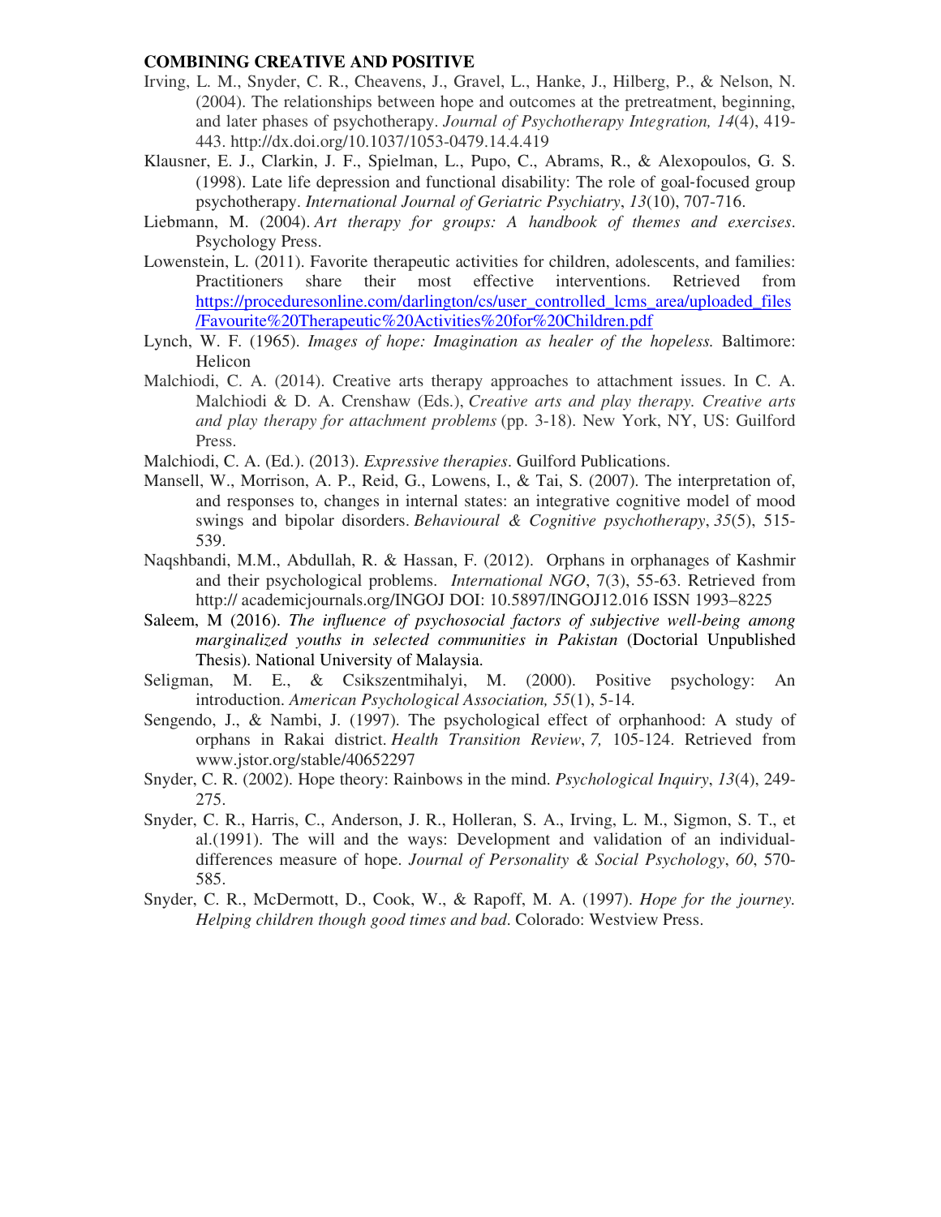Irving, L. M., Snyder, C. R., Cheavens, J., Gravel, L., Hanke, J., Hilberg, P., & Nelson, N. (2004). The relationships between hope and outcomes at the pretreatment, beginning, and later phases of psychotherapy. *Journal of Psychotherapy Integration, 14*(4), 419-443. http://dx.doi.org/10.1037/1053-0479.14.4.419

Klausner, E. J., Clarkin, J. F., Spielman, L., Pupo, C., Abrams, R., & Alexopoulos, G. S. (1998). Late life depression and functional disability: The role of goal-focused group psychotherapy. *International Journal of Geriatric Psychiatry*, *13*(10), 707-716.

Liebmann, M. (2004). *Art therapy for groups: A handbook of themes and exercises*. Psychology Press.

Lowenstein, L. (2011). Favorite therapeutic activities for children, adolescents, and families: Practitioners share their most effective interventions. Retrieved from https://proceduresonline.com/darlington/cs/user_controlled_lcms_area/uploaded_files/Favourite%20Therapeutic%20Activities%20for%20Children.pdf

Lynch, W. F. (1965). *Images of hope: Imagination as healer of the hopeless.* Baltimore: Helicon

Malchiodi, C. A. (2014). Creative arts therapy approaches to attachment issues. In C. A. Malchiodi & D. A. Crenshaw (Eds.), *Creative arts and play therapy. Creative arts and play therapy for attachment problems* (pp. 3-18). New York, NY, US: Guilford Press.

Malchiodi, C. A. (Ed.). (2013). *Expressive therapies*. Guilford Publications.

Mansell, W., Morrison, A. P., Reid, G., Lowens, I., & Tai, S. (2007). The interpretation of, and responses to, changes in internal states: an integrative cognitive model of mood swings and bipolar disorders. *Behavioural & Cognitive psychotherapy*, *35*(5), 515-539.

Naqshbandi, M.M., Abdullah, R. & Hassan, F. (2012). Orphans in orphanages of Kashmir and their psychological problems. *International NGO*, 7(3), 55-63. Retrieved from http:// academicjournals.org/INGOJ DOI: 10.5897/INGOJ12.016 ISSN 1993–8225

Saleem, M (2016). *The influence of psychosocial factors of subjective well-being among marginalized youths in selected communities in Pakistan* (Doctorial Unpublished Thesis). National University of Malaysia.

Seligman, M. E., & Csikszentmihalyi, M. (2000). Positive psychology: An introduction. *American Psychological Association, 55*(1), 5-14.

Sengendo, J., & Nambi, J. (1997). The psychological effect of orphanhood: A study of orphans in Rakai district. *Health Transition Review*, *7,* 105-124. Retrieved from www.jstor.org/stable/40652297

Snyder, C. R. (2002). Hope theory: Rainbows in the mind. *Psychological Inquiry*, *13*(4), 249-275.

Snyder, C. R., Harris, C., Anderson, J. R., Holleran, S. A., Irving, L. M., Sigmon, S. T., et al.(1991). The will and the ways: Development and validation of an individual-differences measure of hope. *Journal of Personality & Social Psychology*, *60*, 570-585.

Snyder, C. R., McDermott, D., Cook, W., & Rapoff, M. A. (1997). *Hope for the journey. Helping children though good times and bad*. Colorado: Westview Press.